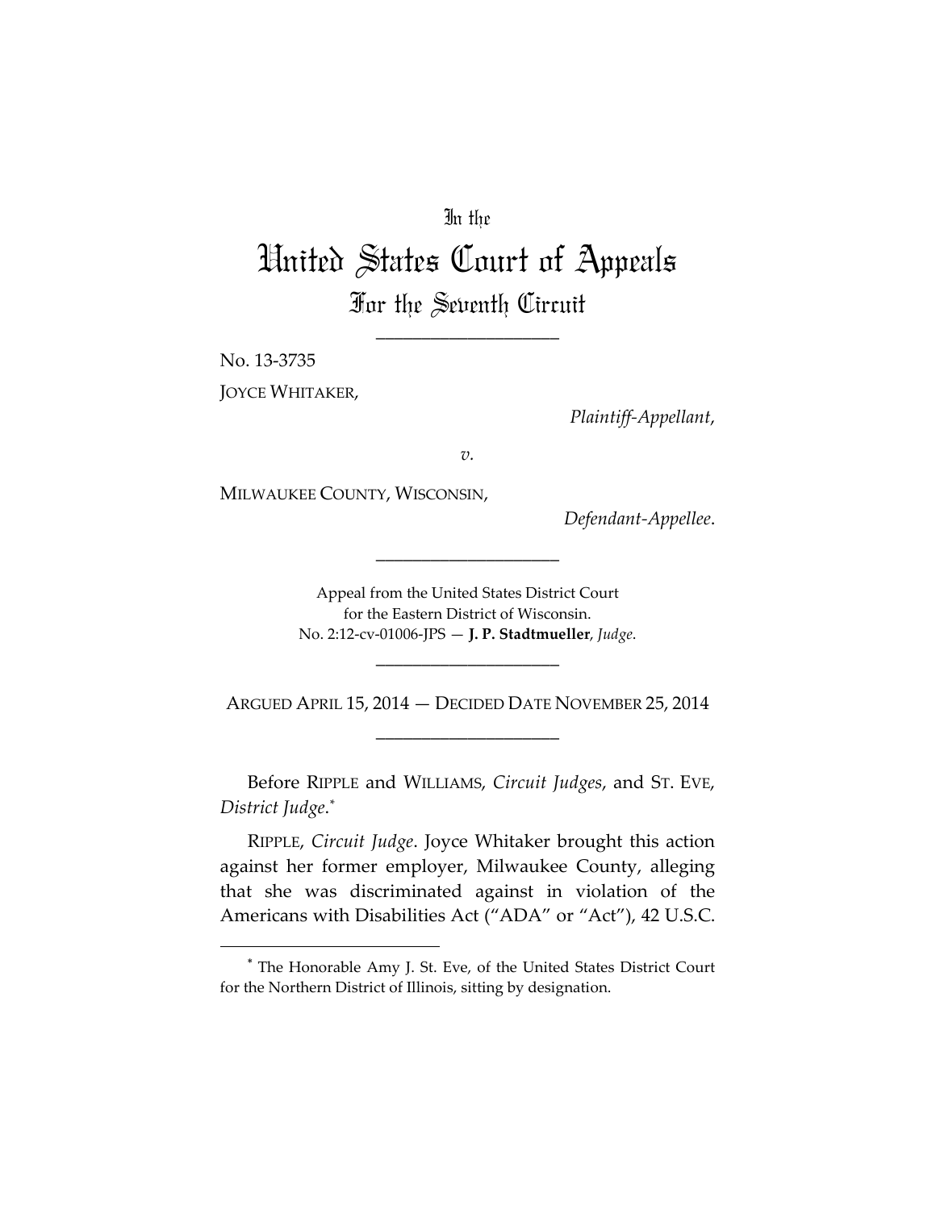In the

# United States Court of Appeals

## For the Seventh Circuit

____________________

No. 13-3735

JOYCE WHITAKER,

*Plaintiff-Appellant*,

*v.*

MILWAUKEE COUNTY, WISCONSIN,

*Defendant-Appellee*.

____________________

Appeal from the United States District Court
for the Eastern District of Wisconsin.
No. 2:12-cv-01006-JPS — **J. P. Stadtmueller**, *Judge*.

____________________

ARGUED APRIL 15, 2014 — DECIDED DATE NOVEMBER 25, 2014

____________________

Before RIPPLE and WILLIAMS, *Circuit Judges*, and ST. EVE, *District Judge*.*

RIPPLE, *Circuit Judge*. Joyce Whitaker brought this action against her former employer, Milwaukee County, alleging that she was discriminated against in violation of the Americans with Disabilities Act ("ADA" or "Act"), 42 U.S.C.

---

* The Honorable Amy J. St. Eve, of the United States District Court for the Northern District of Illinois, sitting by designation.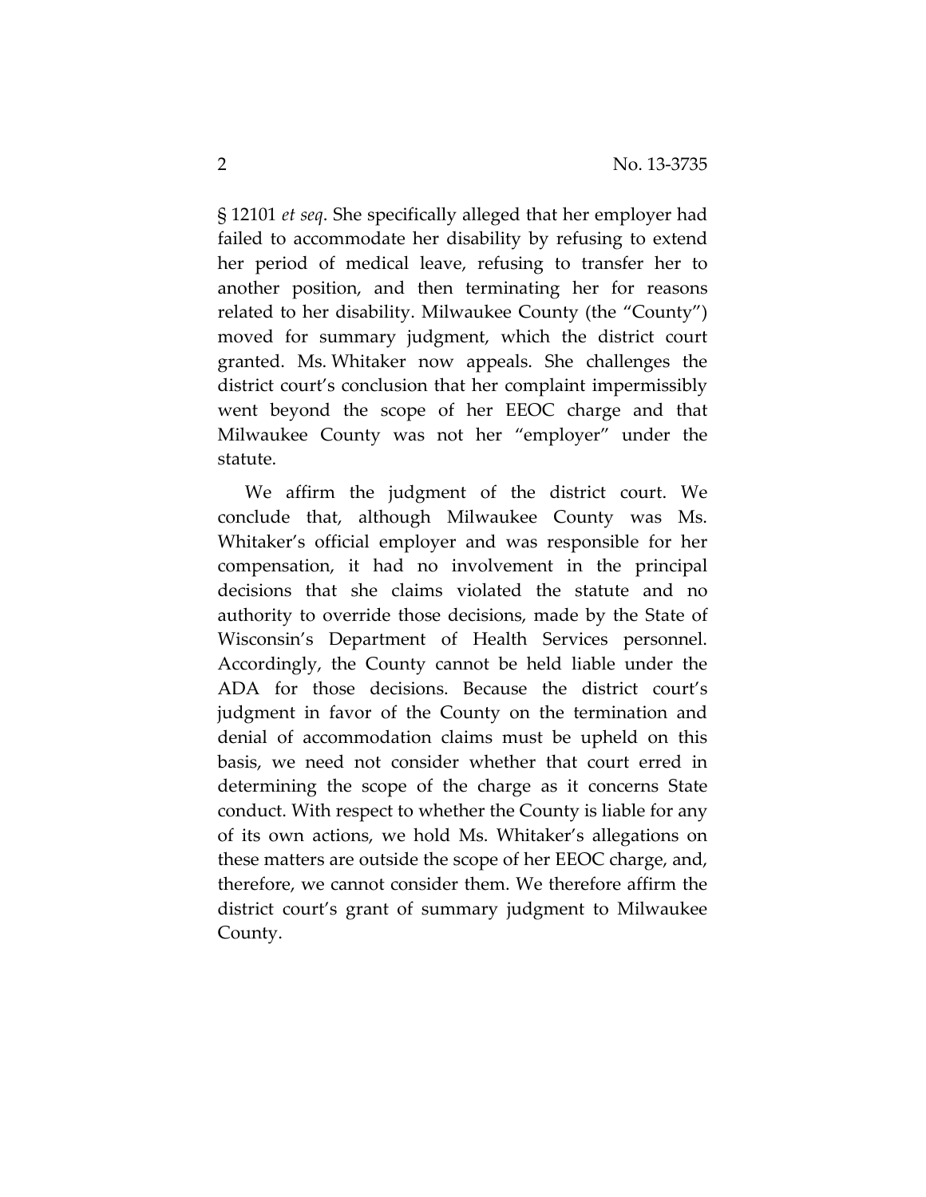§ 12101 *et seq*. She specifically alleged that her employer had failed to accommodate her disability by refusing to extend her period of medical leave, refusing to transfer her to another position, and then terminating her for reasons related to her disability. Milwaukee County (the "County") moved for summary judgment, which the district court granted. Ms. Whitaker now appeals. She challenges the district court's conclusion that her complaint impermissibly went beyond the scope of her EEOC charge and that Milwaukee County was not her "employer" under the statute.

We affirm the judgment of the district court. We conclude that, although Milwaukee County was Ms. Whitaker's official employer and was responsible for her compensation, it had no involvement in the principal decisions that she claims violated the statute and no authority to override those decisions, made by the State of Wisconsin's Department of Health Services personnel. Accordingly, the County cannot be held liable under the ADA for those decisions. Because the district court's judgment in favor of the County on the termination and denial of accommodation claims must be upheld on this basis, we need not consider whether that court erred in determining the scope of the charge as it concerns State conduct. With respect to whether the County is liable for any of its own actions, we hold Ms. Whitaker's allegations on these matters are outside the scope of her EEOC charge, and, therefore, we cannot consider them. We therefore affirm the district court's grant of summary judgment to Milwaukee County.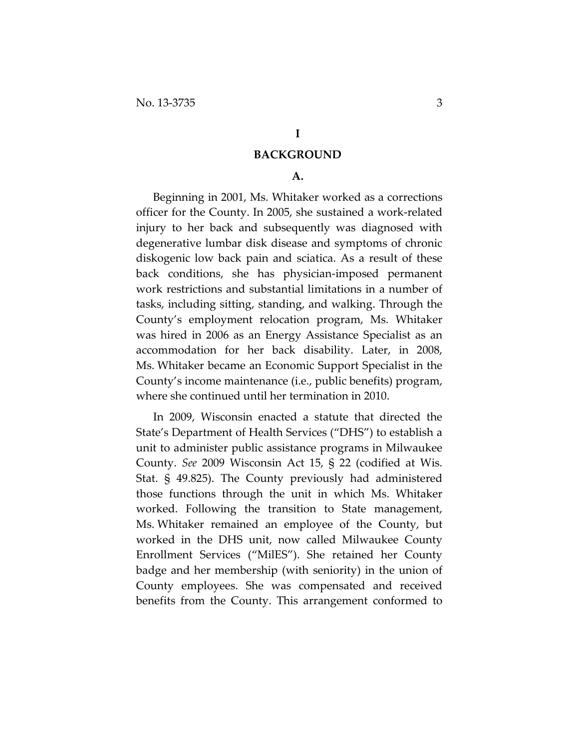# I

# BACKGROUND

## A.

Beginning in 2001, Ms. Whitaker worked as a corrections officer for the County. In 2005, she sustained a work-related injury to her back and subsequently was diagnosed with degenerative lumbar disk disease and symptoms of chronic diskogenic low back pain and sciatica. As a result of these back conditions, she has physician-imposed permanent work restrictions and substantial limitations in a number of tasks, including sitting, standing, and walking. Through the County's employment relocation program, Ms. Whitaker was hired in 2006 as an Energy Assistance Specialist as an accommodation for her back disability. Later, in 2008, Ms. Whitaker became an Economic Support Specialist in the County's income maintenance (i.e., public benefits) program, where she continued until her termination in 2010.

In 2009, Wisconsin enacted a statute that directed the State's Department of Health Services ("DHS") to establish a unit to administer public assistance programs in Milwaukee County. *See* 2009 Wisconsin Act 15, § 22 (codified at Wis. Stat. § 49.825). The County previously had administered those functions through the unit in which Ms. Whitaker worked. Following the transition to State management, Ms. Whitaker remained an employee of the County, but worked in the DHS unit, now called Milwaukee County Enrollment Services ("MilES"). She retained her County badge and her membership (with seniority) in the union of County employees. She was compensated and received benefits from the County. This arrangement conformed to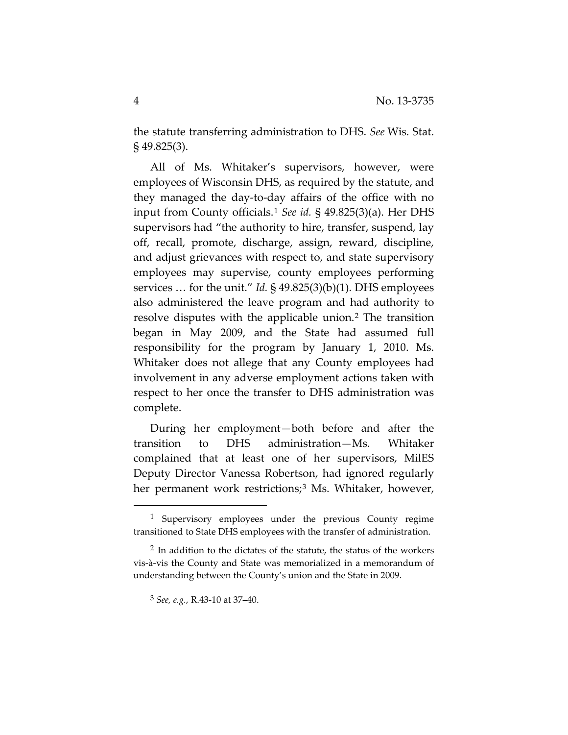the statute transferring administration to DHS. *See* Wis. Stat. § 49.825(3).

All of Ms. Whitaker's supervisors, however, were employees of Wisconsin DHS, as required by the statute, and they managed the day-to-day affairs of the office with no input from County officials.[1] *See id.* § 49.825(3)(a). Her DHS supervisors had "the authority to hire, transfer, suspend, lay off, recall, promote, discharge, assign, reward, discipline, and adjust grievances with respect to, and state supervisory employees may supervise, county employees performing services … for the unit." *Id.* § 49.825(3)(b)(1). DHS employees also administered the leave program and had authority to resolve disputes with the applicable union.[2] The transition began in May 2009, and the State had assumed full responsibility for the program by January 1, 2010. Ms. Whitaker does not allege that any County employees had involvement in any adverse employment actions taken with respect to her once the transfer to DHS administration was complete.

During her employment—both before and after the transition to DHS administration—Ms. Whitaker complained that at least one of her supervisors, MilES Deputy Director Vanessa Robertson, had ignored regularly her permanent work restrictions;[3] Ms. Whitaker, however,

---

[1] Supervisory employees under the previous County regime transitioned to State DHS employees with the transfer of administration.

[2] In addition to the dictates of the statute, the status of the workers vis-à-vis the County and State was memorialized in a memorandum of understanding between the County's union and the State in 2009.

[3] *See, e.g.*, R.43-10 at 37–40.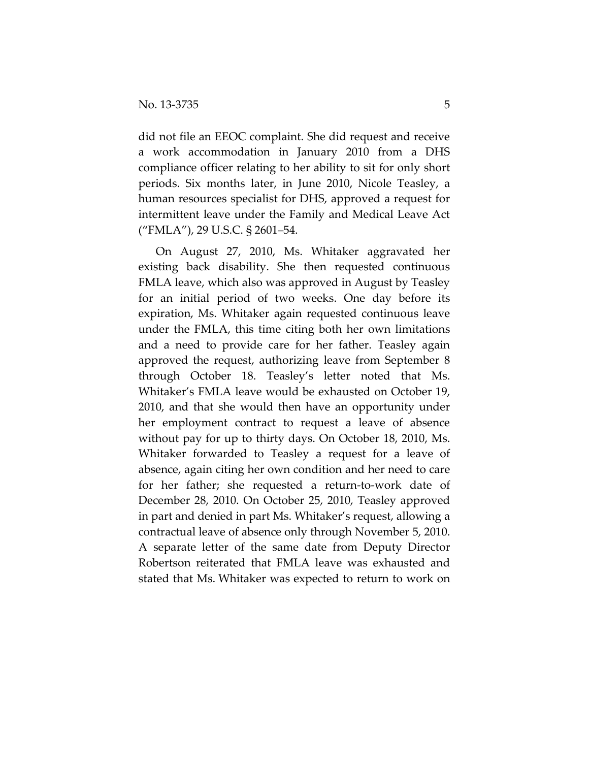did not file an EEOC complaint. She did request and receive a work accommodation in January 2010 from a DHS compliance officer relating to her ability to sit for only short periods. Six months later, in June 2010, Nicole Teasley, a human resources specialist for DHS, approved a request for intermittent leave under the Family and Medical Leave Act ("FMLA"), 29 U.S.C. § 2601–54.

On August 27, 2010, Ms. Whitaker aggravated her existing back disability. She then requested continuous FMLA leave, which also was approved in August by Teasley for an initial period of two weeks. One day before its expiration, Ms. Whitaker again requested continuous leave under the FMLA, this time citing both her own limitations and a need to provide care for her father. Teasley again approved the request, authorizing leave from September 8 through October 18. Teasley's letter noted that Ms. Whitaker's FMLA leave would be exhausted on October 19, 2010, and that she would then have an opportunity under her employment contract to request a leave of absence without pay for up to thirty days. On October 18, 2010, Ms. Whitaker forwarded to Teasley a request for a leave of absence, again citing her own condition and her need to care for her father; she requested a return-to-work date of December 28, 2010. On October 25, 2010, Teasley approved in part and denied in part Ms. Whitaker's request, allowing a contractual leave of absence only through November 5, 2010. A separate letter of the same date from Deputy Director Robertson reiterated that FMLA leave was exhausted and stated that Ms. Whitaker was expected to return to work on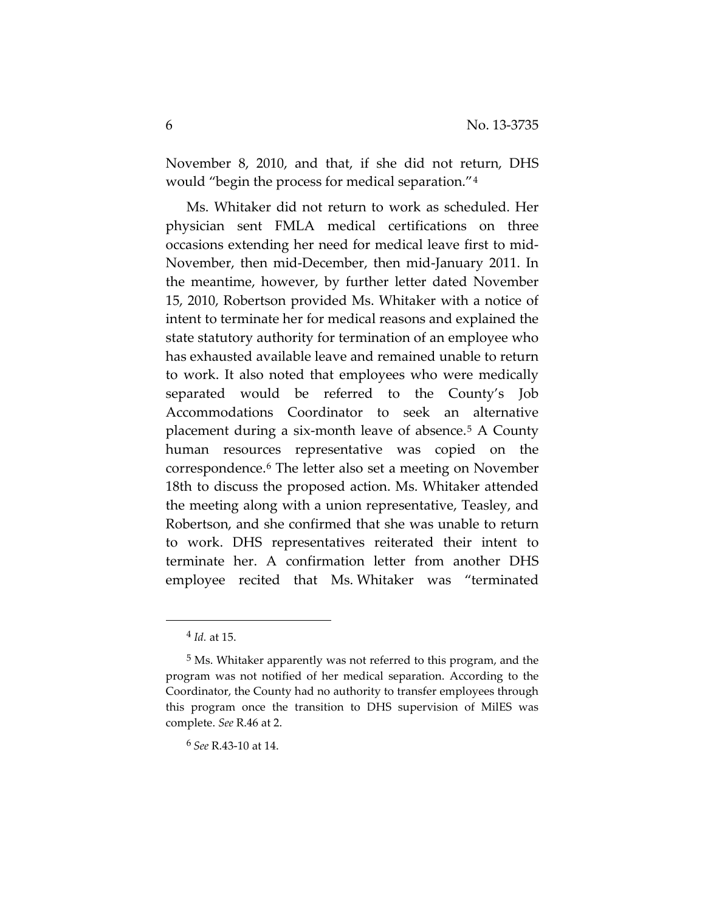November 8, 2010, and that, if she did not return, DHS would "begin the process for medical separation."[4]

Ms. Whitaker did not return to work as scheduled. Her physician sent FMLA medical certifications on three occasions extending her need for medical leave first to mid-November, then mid-December, then mid-January 2011. In the meantime, however, by further letter dated November 15, 2010, Robertson provided Ms. Whitaker with a notice of intent to terminate her for medical reasons and explained the state statutory authority for termination of an employee who has exhausted available leave and remained unable to return to work. It also noted that employees who were medically separated would be referred to the County's Job Accommodations Coordinator to seek an alternative placement during a six-month leave of absence.[5] A County human resources representative was copied on the correspondence.[6] The letter also set a meeting on November 18th to discuss the proposed action. Ms. Whitaker attended the meeting along with a union representative, Teasley, and Robertson, and she confirmed that she was unable to return to work. DHS representatives reiterated their intent to terminate her. A confirmation letter from another DHS employee recited that Ms. Whitaker was "terminated

---

[4] *Id.* at 15.

[5] Ms. Whitaker apparently was not referred to this program, and the program was not notified of her medical separation. According to the Coordinator, the County had no authority to transfer employees through this program once the transition to DHS supervision of MilES was complete. *See* R.46 at 2.

[6] *See* R.43-10 at 14.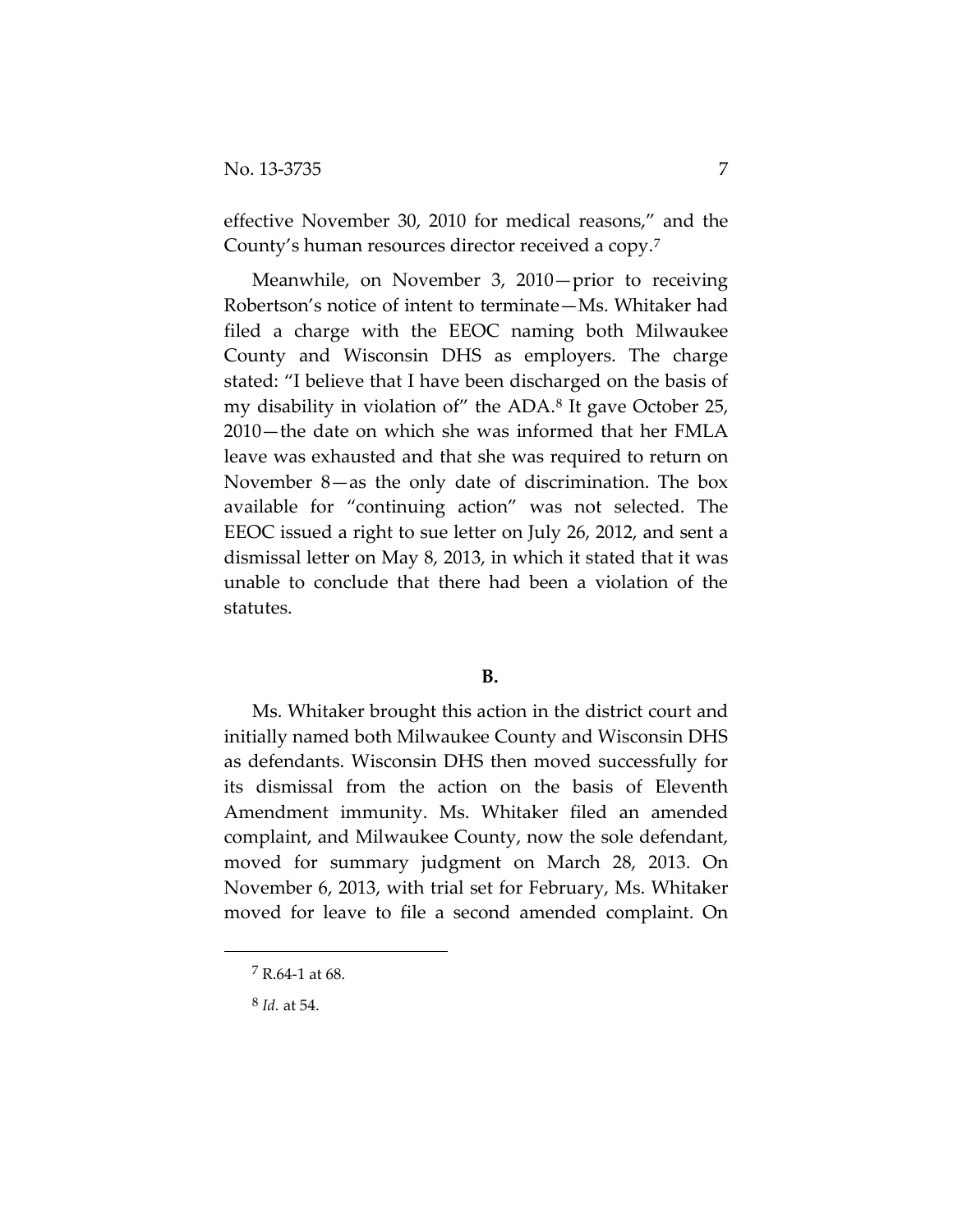effective November 30, 2010 for medical reasons," and the County's human resources director received a copy.[7]

Meanwhile, on November 3, 2010—prior to receiving Robertson's notice of intent to terminate—Ms. Whitaker had filed a charge with the EEOC naming both Milwaukee County and Wisconsin DHS as employers. The charge stated: "I believe that I have been discharged on the basis of my disability in violation of" the ADA.[8] It gave October 25, 2010—the date on which she was informed that her FMLA leave was exhausted and that she was required to return on November 8—as the only date of discrimination. The box available for "continuing action" was not selected. The EEOC issued a right to sue letter on July 26, 2012, and sent a dismissal letter on May 8, 2013, in which it stated that it was unable to conclude that there had been a violation of the statutes.

**B.**

Ms. Whitaker brought this action in the district court and initially named both Milwaukee County and Wisconsin DHS as defendants. Wisconsin DHS then moved successfully for its dismissal from the action on the basis of Eleventh Amendment immunity. Ms. Whitaker filed an amended complaint, and Milwaukee County, now the sole defendant, moved for summary judgment on March 28, 2013. On November 6, 2013, with trial set for February, Ms. Whitaker moved for leave to file a second amended complaint. On

---

[7] R.64-1 at 68.

[8] *Id.* at 54.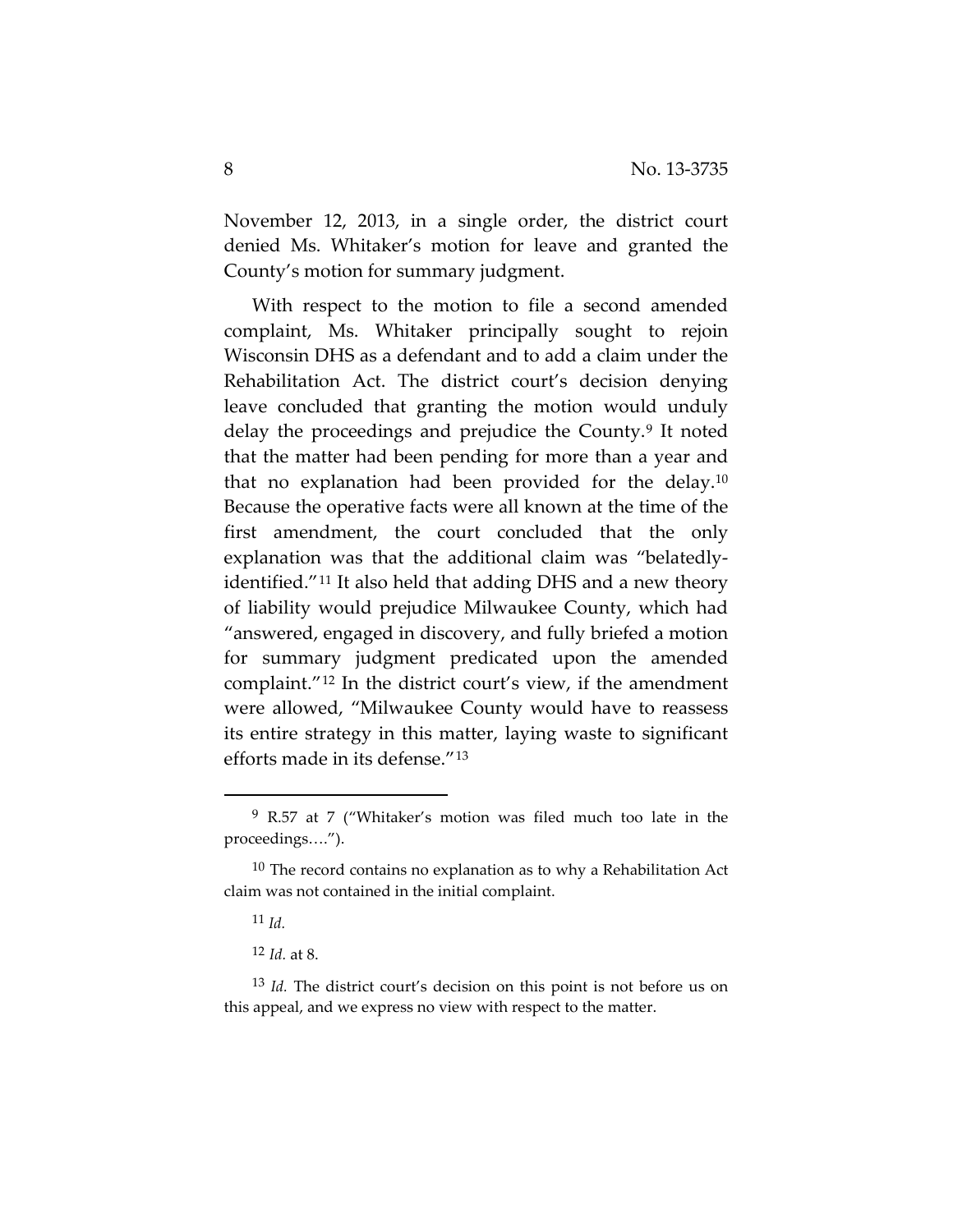November 12, 2013, in a single order, the district court denied Ms. Whitaker's motion for leave and granted the County's motion for summary judgment.

With respect to the motion to file a second amended complaint, Ms. Whitaker principally sought to rejoin Wisconsin DHS as a defendant and to add a claim under the Rehabilitation Act. The district court's decision denying leave concluded that granting the motion would unduly delay the proceedings and prejudice the County.[9] It noted that the matter had been pending for more than a year and that no explanation had been provided for the delay.[10] Because the operative facts were all known at the time of the first amendment, the court concluded that the only explanation was that the additional claim was "belatedly-identified."[11] It also held that adding DHS and a new theory of liability would prejudice Milwaukee County, which had "answered, engaged in discovery, and fully briefed a motion for summary judgment predicated upon the amended complaint."[12] In the district court's view, if the amendment were allowed, "Milwaukee County would have to reassess its entire strategy in this matter, laying waste to significant efforts made in its defense."[13]

---

[9] R.57 at 7 ("Whitaker's motion was filed much too late in the proceedings….").

[10] The record contains no explanation as to why a Rehabilitation Act claim was not contained in the initial complaint.

[11] *Id.*

[12] *Id.* at 8.

[13] *Id.* The district court's decision on this point is not before us on this appeal, and we express no view with respect to the matter.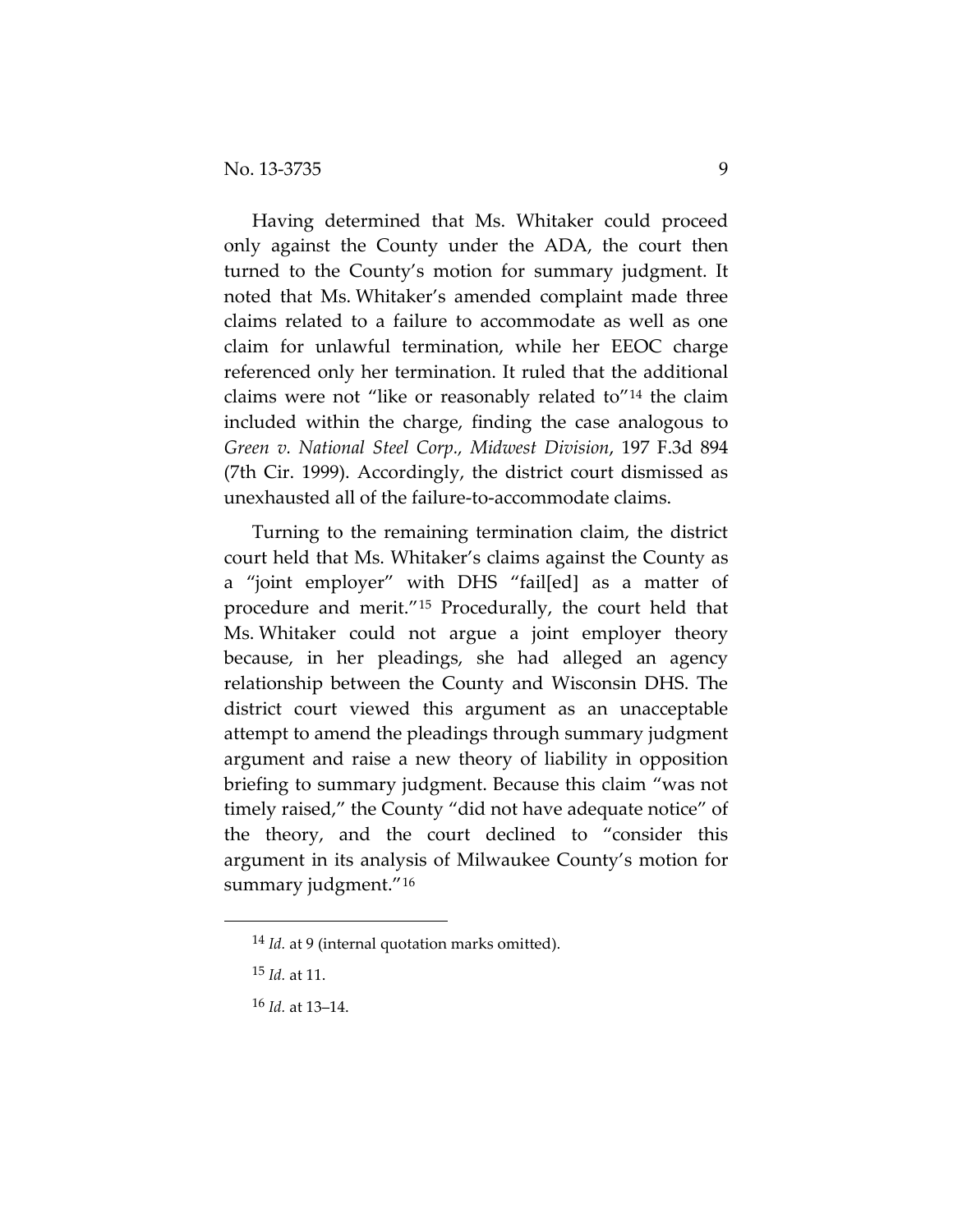Having determined that Ms. Whitaker could proceed only against the County under the ADA, the court then turned to the County's motion for summary judgment. It noted that Ms. Whitaker's amended complaint made three claims related to a failure to accommodate as well as one claim for unlawful termination, while her EEOC charge referenced only her termination. It ruled that the additional claims were not "like or reasonably related to"[14] the claim included within the charge, finding the case analogous to *Green v. National Steel Corp., Midwest Division*, 197 F.3d 894 (7th Cir. 1999). Accordingly, the district court dismissed as unexhausted all of the failure-to-accommodate claims.

Turning to the remaining termination claim, the district court held that Ms. Whitaker's claims against the County as a "joint employer" with DHS "fail[ed] as a matter of procedure and merit."[15] Procedurally, the court held that Ms. Whitaker could not argue a joint employer theory because, in her pleadings, she had alleged an agency relationship between the County and Wisconsin DHS. The district court viewed this argument as an unacceptable attempt to amend the pleadings through summary judgment argument and raise a new theory of liability in opposition briefing to summary judgment. Because this claim "was not timely raised," the County "did not have adequate notice" of the theory, and the court declined to "consider this argument in its analysis of Milwaukee County's motion for summary judgment."[16]

---

[14] *Id.* at 9 (internal quotation marks omitted).

[15] *Id.* at 11.

[16] *Id.* at 13–14.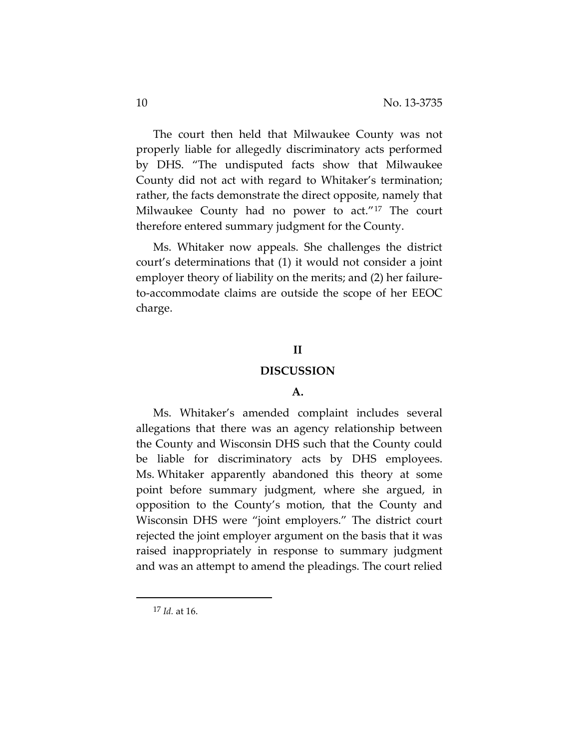The court then held that Milwaukee County was not properly liable for allegedly discriminatory acts performed by DHS. "The undisputed facts show that Milwaukee County did not act with regard to Whitaker's termination; rather, the facts demonstrate the direct opposite, namely that Milwaukee County had no power to act."[17] The court therefore entered summary judgment for the County.

Ms. Whitaker now appeals. She challenges the district court's determinations that (1) it would not consider a joint employer theory of liability on the merits; and (2) her failure-to-accommodate claims are outside the scope of her EEOC charge.

## II

## DISCUSSION

### A.

Ms. Whitaker's amended complaint includes several allegations that there was an agency relationship between the County and Wisconsin DHS such that the County could be liable for discriminatory acts by DHS employees. Ms. Whitaker apparently abandoned this theory at some point before summary judgment, where she argued, in opposition to the County's motion, that the County and Wisconsin DHS were "joint employers." The district court rejected the joint employer argument on the basis that it was raised inappropriately in response to summary judgment and was an attempt to amend the pleadings. The court relied

[17] *Id.* at 16.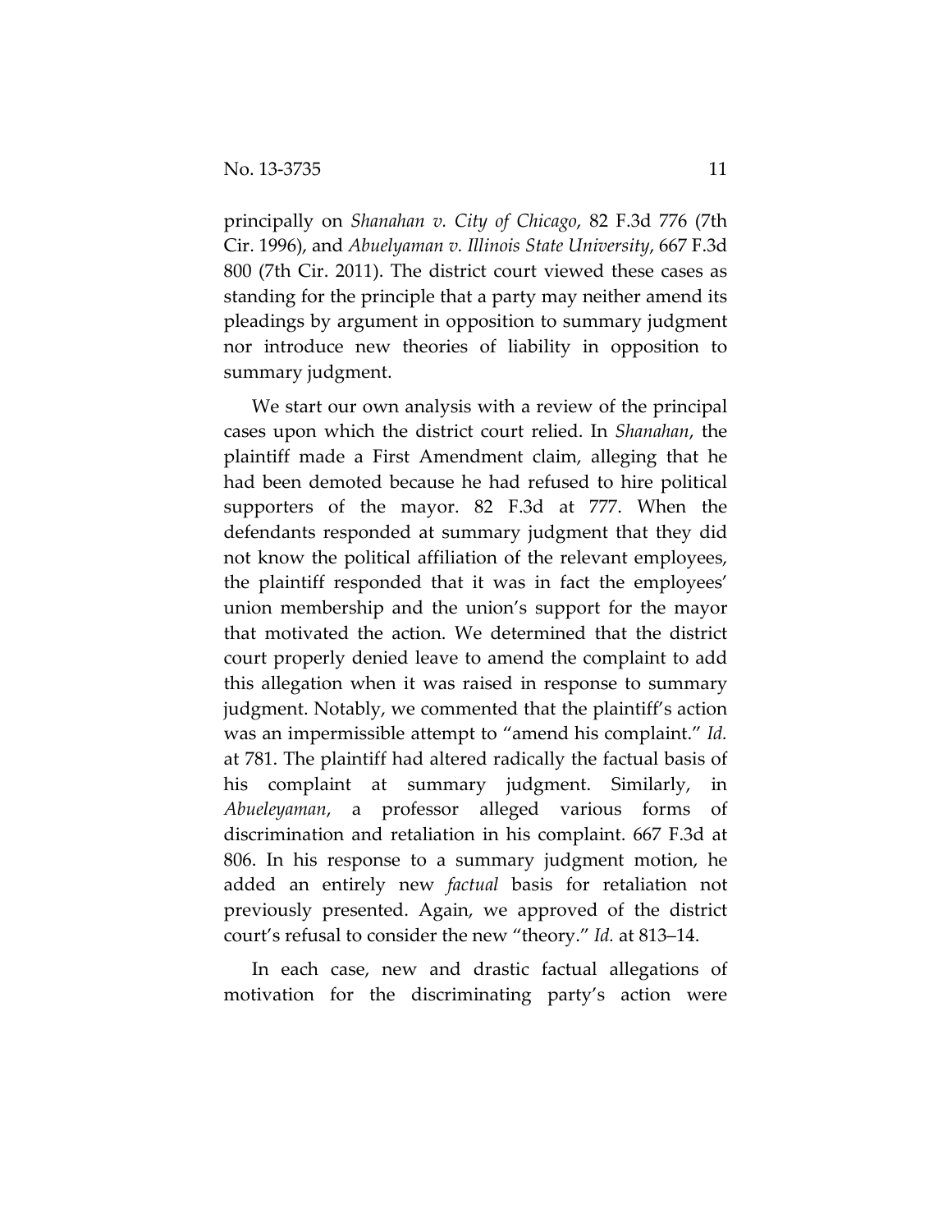principally on *Shanahan v. City of Chicago*, 82 F.3d 776 (7th Cir. 1996), and *Abuelyaman v. Illinois State University*, 667 F.3d 800 (7th Cir. 2011). The district court viewed these cases as standing for the principle that a party may neither amend its pleadings by argument in opposition to summary judgment nor introduce new theories of liability in opposition to summary judgment.

We start our own analysis with a review of the principal cases upon which the district court relied. In *Shanahan*, the plaintiff made a First Amendment claim, alleging that he had been demoted because he had refused to hire political supporters of the mayor. 82 F.3d at 777. When the defendants responded at summary judgment that they did not know the political affiliation of the relevant employees, the plaintiff responded that it was in fact the employees' union membership and the union's support for the mayor that motivated the action. We determined that the district court properly denied leave to amend the complaint to add this allegation when it was raised in response to summary judgment. Notably, we commented that the plaintiff's action was an impermissible attempt to "amend his complaint." *Id.* at 781. The plaintiff had altered radically the factual basis of his complaint at summary judgment. Similarly, in *Abueleyaman*, a professor alleged various forms of discrimination and retaliation in his complaint. 667 F.3d at 806. In his response to a summary judgment motion, he added an entirely new *factual* basis for retaliation not previously presented. Again, we approved of the district court's refusal to consider the new "theory." *Id.* at 813–14.

In each case, new and drastic factual allegations of motivation for the discriminating party's action were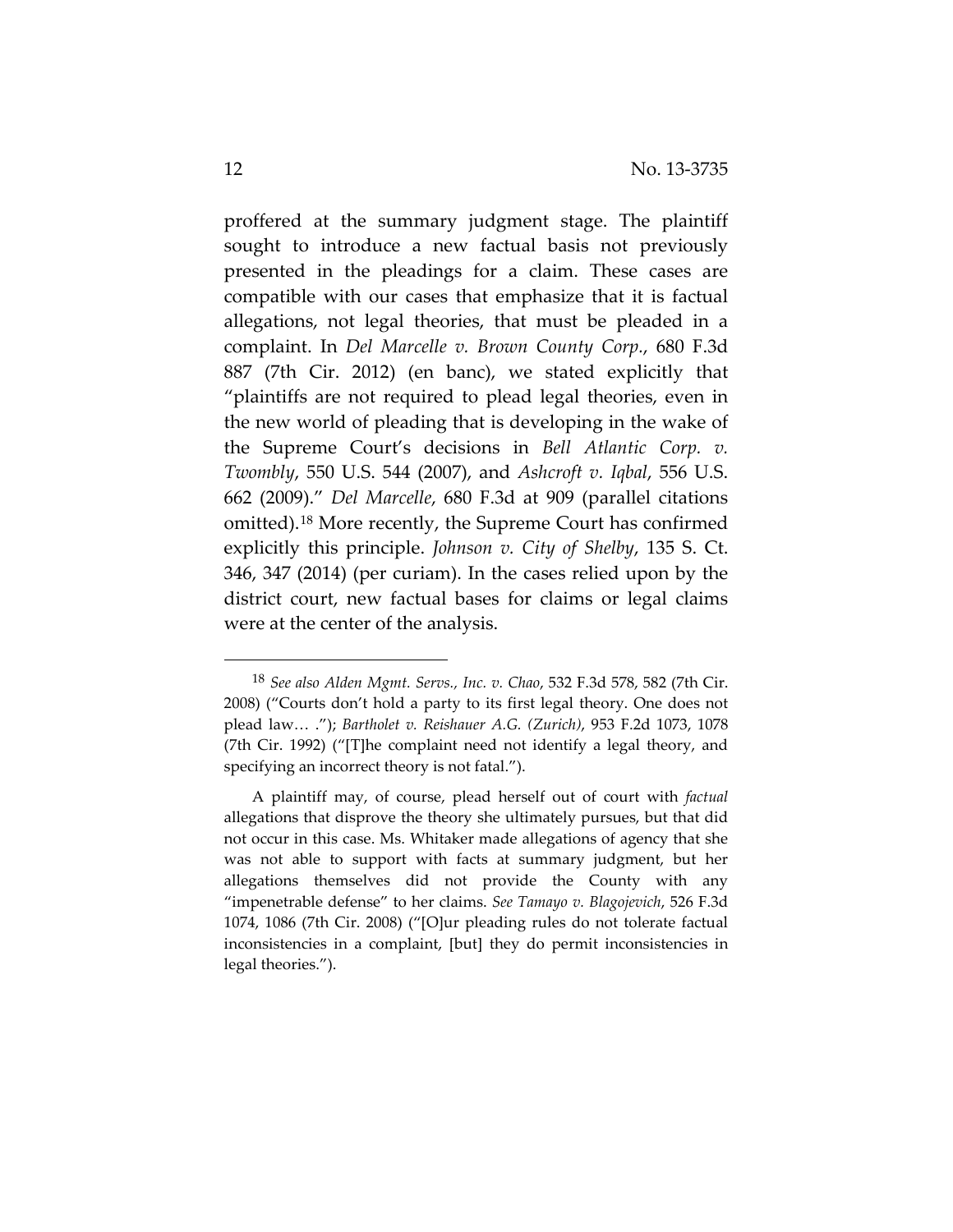proffered at the summary judgment stage. The plaintiff sought to introduce a new factual basis not previously presented in the pleadings for a claim. These cases are compatible with our cases that emphasize that it is factual allegations, not legal theories, that must be pleaded in a complaint. In *Del Marcelle v. Brown County Corp.*, 680 F.3d 887 (7th Cir. 2012) (en banc), we stated explicitly that "plaintiffs are not required to plead legal theories, even in the new world of pleading that is developing in the wake of the Supreme Court's decisions in *Bell Atlantic Corp. v. Twombly*, 550 U.S. 544 (2007), and *Ashcroft v. Iqbal*, 556 U.S. 662 (2009)." *Del Marcelle*, 680 F.3d at 909 (parallel citations omitted).[18] More recently, the Supreme Court has confirmed explicitly this principle. *Johnson v. City of Shelby*, 135 S. Ct. 346, 347 (2014) (per curiam). In the cases relied upon by the district court, new factual bases for claims or legal claims were at the center of the analysis.

---

[18] *See also Alden Mgmt. Servs., Inc. v. Chao*, 532 F.3d 578, 582 (7th Cir. 2008) ("Courts don't hold a party to its first legal theory. One does not plead law… ."); *Bartholet v. Reishauer A.G. (Zurich)*, 953 F.2d 1073, 1078 (7th Cir. 1992) ("[T]he complaint need not identify a legal theory, and specifying an incorrect theory is not fatal.").

A plaintiff may, of course, plead herself out of court with *factual* allegations that disprove the theory she ultimately pursues, but that did not occur in this case. Ms. Whitaker made allegations of agency that she was not able to support with facts at summary judgment, but her allegations themselves did not provide the County with any "impenetrable defense" to her claims. *See Tamayo v. Blagojevich*, 526 F.3d 1074, 1086 (7th Cir. 2008) ("[O]ur pleading rules do not tolerate factual inconsistencies in a complaint, [but] they do permit inconsistencies in legal theories.").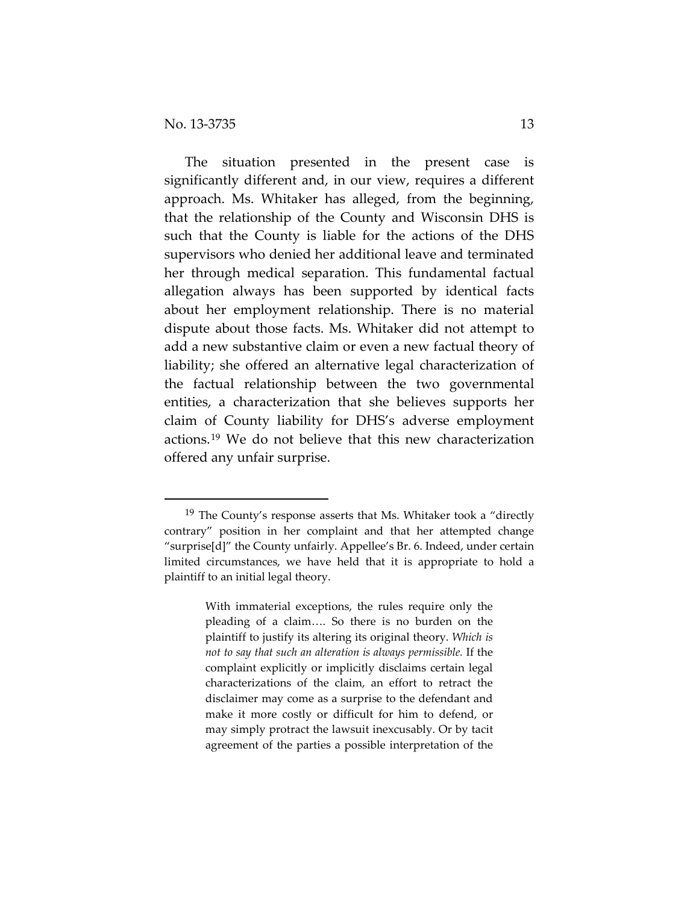The situation presented in the present case is significantly different and, in our view, requires a different approach. Ms. Whitaker has alleged, from the beginning, that the relationship of the County and Wisconsin DHS is such that the County is liable for the actions of the DHS supervisors who denied her additional leave and terminated her through medical separation. This fundamental factual allegation always has been supported by identical facts about her employment relationship. There is no material dispute about those facts. Ms. Whitaker did not attempt to add a new substantive claim or even a new factual theory of liability; she offered an alternative legal characterization of the factual relationship between the two governmental entities, a characterization that she believes supports her claim of County liability for DHS's adverse employment actions.[19] We do not believe that this new characterization offered any unfair surprise.

---

[19] The County's response asserts that Ms. Whitaker took a "directly contrary" position in her complaint and that her attempted change "surprise[d]" the County unfairly. Appellee's Br. 6. Indeed, under certain limited circumstances, we have held that it is appropriate to hold a plaintiff to an initial legal theory.

> With immaterial exceptions, the rules require only the pleading of a claim…. So there is no burden on the plaintiff to justify its altering its original theory. *Which is not to say that such an alteration is always permissible.* If the complaint explicitly or implicitly disclaims certain legal characterizations of the claim, an effort to retract the disclaimer may come as a surprise to the defendant and make it more costly or difficult for him to defend, or may simply protract the lawsuit inexcusably. Or by tacit agreement of the parties a possible interpretation of the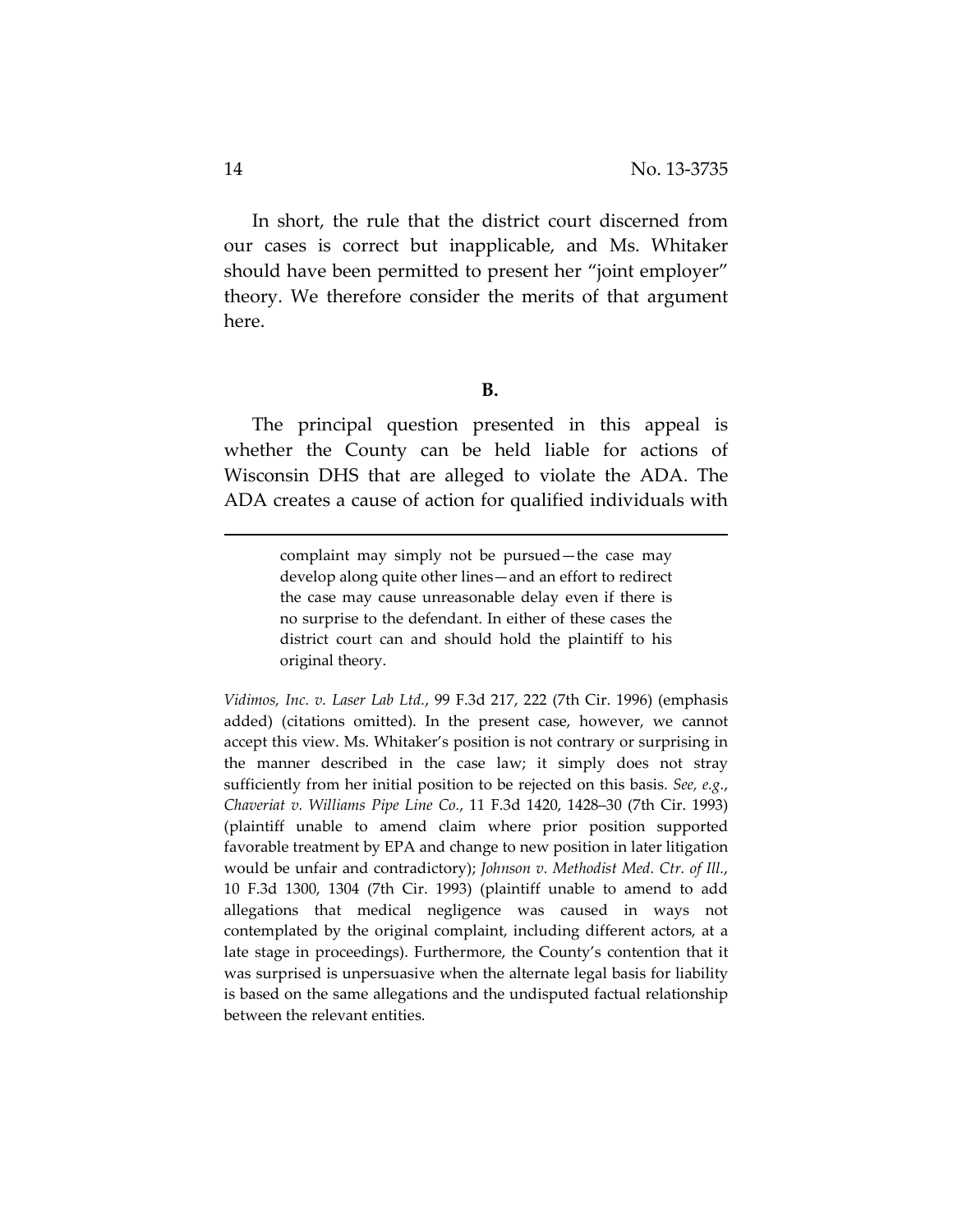In short, the rule that the district court discerned from our cases is correct but inapplicable, and Ms. Whitaker should have been permitted to present her "joint employer" theory. We therefore consider the merits of that argument here.

**B.**

The principal question presented in this appeal is whether the County can be held liable for actions of Wisconsin DHS that are alleged to violate the ADA. The ADA creates a cause of action for qualified individuals with

---

> complaint may simply not be pursued—the case may develop along quite other lines—and an effort to redirect the case may cause unreasonable delay even if there is no surprise to the defendant. In either of these cases the district court can and should hold the plaintiff to his original theory.

*Vidimos, Inc. v. Laser Lab Ltd.*, 99 F.3d 217, 222 (7th Cir. 1996) (emphasis added) (citations omitted). In the present case, however, we cannot accept this view. Ms. Whitaker's position is not contrary or surprising in the manner described in the case law; it simply does not stray sufficiently from her initial position to be rejected on this basis. *See, e.g.*, *Chaveriat v. Williams Pipe Line Co.*, 11 F.3d 1420, 1428–30 (7th Cir. 1993) (plaintiff unable to amend claim where prior position supported favorable treatment by EPA and change to new position in later litigation would be unfair and contradictory); *Johnson v. Methodist Med. Ctr. of Ill.*, 10 F.3d 1300, 1304 (7th Cir. 1993) (plaintiff unable to amend to add allegations that medical negligence was caused in ways not contemplated by the original complaint, including different actors, at a late stage in proceedings). Furthermore, the County's contention that it was surprised is unpersuasive when the alternate legal basis for liability is based on the same allegations and the undisputed factual relationship between the relevant entities.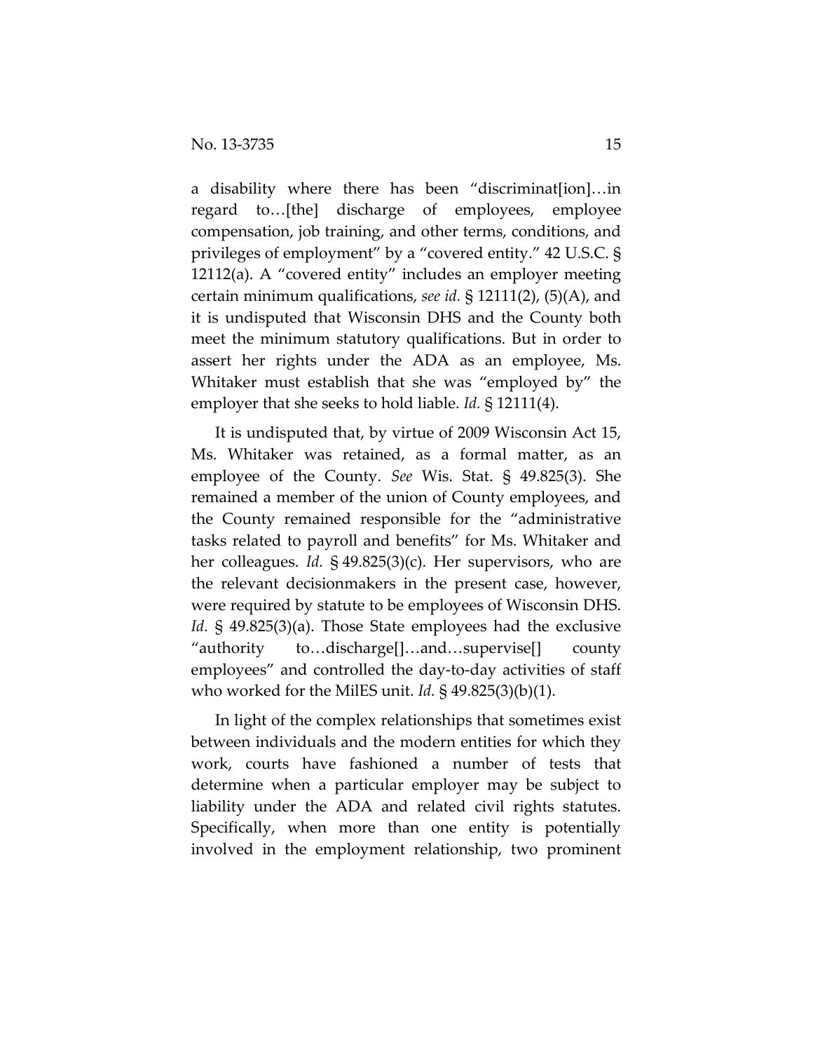a disability where there has been "discriminat[ion]…in regard to…[the] discharge of employees, employee compensation, job training, and other terms, conditions, and privileges of employment" by a "covered entity." 42 U.S.C. § 12112(a). A "covered entity" includes an employer meeting certain minimum qualifications, *see id.* § 12111(2), (5)(A), and it is undisputed that Wisconsin DHS and the County both meet the minimum statutory qualifications. But in order to assert her rights under the ADA as an employee, Ms. Whitaker must establish that she was "employed by" the employer that she seeks to hold liable. *Id.* § 12111(4).

It is undisputed that, by virtue of 2009 Wisconsin Act 15, Ms. Whitaker was retained, as a formal matter, as an employee of the County. *See* Wis. Stat. § 49.825(3). She remained a member of the union of County employees, and the County remained responsible for the "administrative tasks related to payroll and benefits" for Ms. Whitaker and her colleagues. *Id.* § 49.825(3)(c). Her supervisors, who are the relevant decisionmakers in the present case, however, were required by statute to be employees of Wisconsin DHS. *Id.* § 49.825(3)(a). Those State employees had the exclusive "authority to…discharge[]…and…supervise[] county employees" and controlled the day-to-day activities of staff who worked for the MilES unit. *Id.* § 49.825(3)(b)(1).

In light of the complex relationships that sometimes exist between individuals and the modern entities for which they work, courts have fashioned a number of tests that determine when a particular employer may be subject to liability under the ADA and related civil rights statutes. Specifically, when more than one entity is potentially involved in the employment relationship, two prominent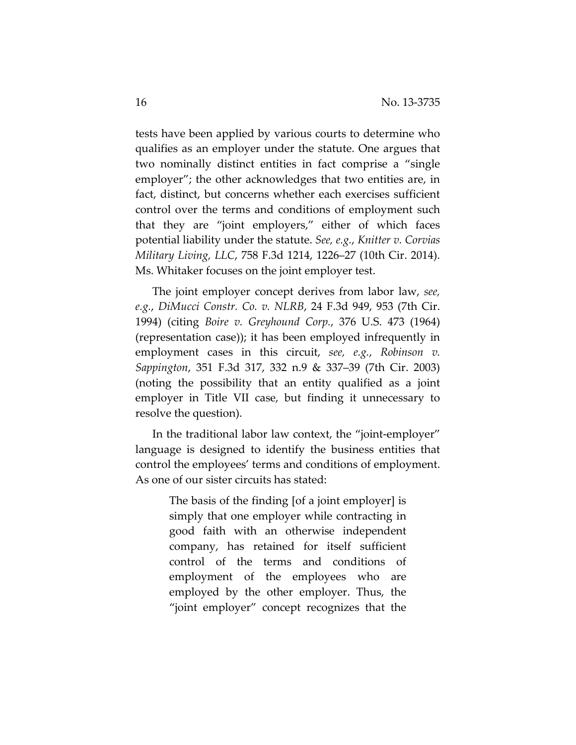tests have been applied by various courts to determine who qualifies as an employer under the statute. One argues that two nominally distinct entities in fact comprise a "single employer"; the other acknowledges that two entities are, in fact, distinct, but concerns whether each exercises sufficient control over the terms and conditions of employment such that they are "joint employers," either of which faces potential liability under the statute. *See, e.g.*, *Knitter v. Corvias Military Living, LLC*, 758 F.3d 1214, 1226–27 (10th Cir. 2014). Ms. Whitaker focuses on the joint employer test.

The joint employer concept derives from labor law, *see, e.g.*, *DiMucci Constr. Co. v. NLRB*, 24 F.3d 949, 953 (7th Cir. 1994) (citing *Boire v. Greyhound Corp.*, 376 U.S. 473 (1964) (representation case)); it has been employed infrequently in employment cases in this circuit, *see, e.g.*, *Robinson v. Sappington*, 351 F.3d 317, 332 n.9 & 337–39 (7th Cir. 2003) (noting the possibility that an entity qualified as a joint employer in Title VII case, but finding it unnecessary to resolve the question).

In the traditional labor law context, the "joint-employer" language is designed to identify the business entities that control the employees' terms and conditions of employment. As one of our sister circuits has stated:

> The basis of the finding [of a joint employer] is simply that one employer while contracting in good faith with an otherwise independent company, has retained for itself sufficient control of the terms and conditions of employment of the employees who are employed by the other employer. Thus, the "joint employer" concept recognizes that the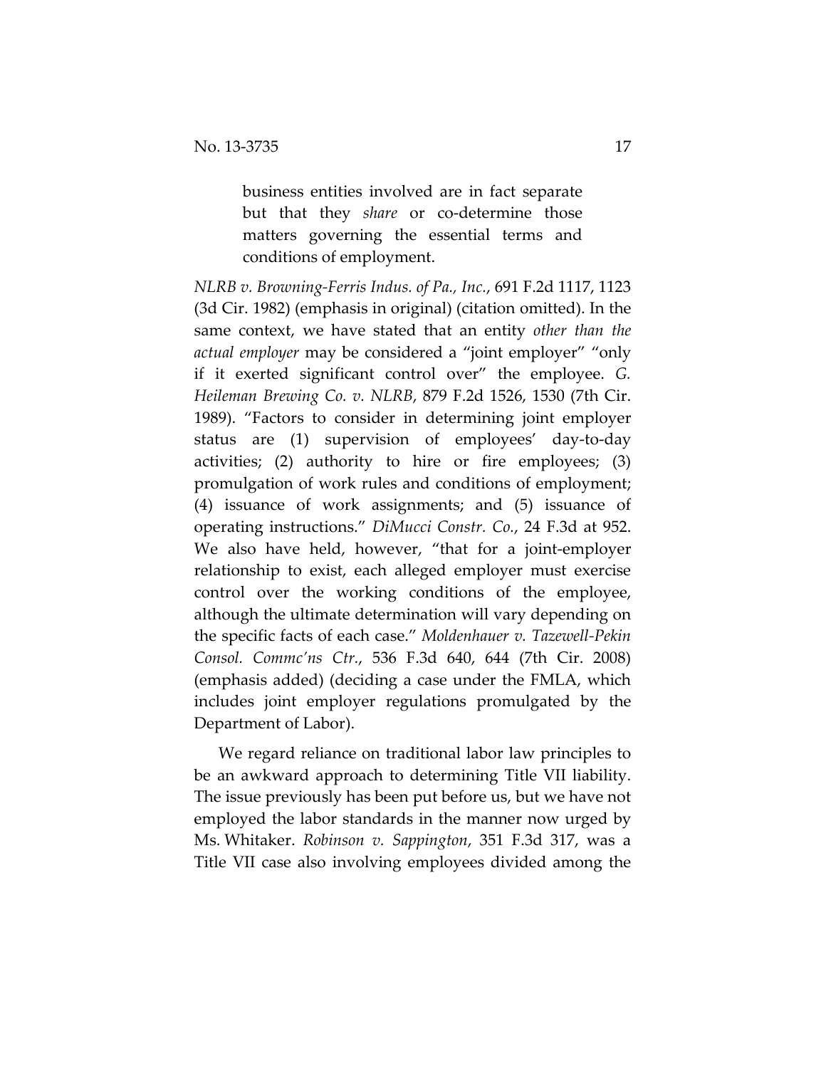> business entities involved are in fact separate but that they *share* or co-determine those matters governing the essential terms and conditions of employment.

*NLRB v. Browning-Ferris Indus. of Pa., Inc.*, 691 F.2d 1117, 1123 (3d Cir. 1982) (emphasis in original) (citation omitted). In the same context, we have stated that an entity *other than the actual employer* may be considered a "joint employer" "only if it exerted significant control over" the employee. *G. Heileman Brewing Co. v. NLRB*, 879 F.2d 1526, 1530 (7th Cir. 1989). "Factors to consider in determining joint employer status are (1) supervision of employees' day-to-day activities; (2) authority to hire or fire employees; (3) promulgation of work rules and conditions of employment; (4) issuance of work assignments; and (5) issuance of operating instructions." *DiMucci Constr. Co.*, 24 F.3d at 952. We also have held, however, "that for a joint-employer relationship to exist, each alleged employer must exercise control over the working conditions of the employee, although the ultimate determination will vary depending on the specific facts of each case." *Moldenhauer v. Tazewell-Pekin Consol. Commc'ns Ctr.*, 536 F.3d 640, 644 (7th Cir. 2008) (emphasis added) (deciding a case under the FMLA, which includes joint employer regulations promulgated by the Department of Labor).

We regard reliance on traditional labor law principles to be an awkward approach to determining Title VII liability. The issue previously has been put before us, but we have not employed the labor standards in the manner now urged by Ms. Whitaker. *Robinson v. Sappington*, 351 F.3d 317, was a Title VII case also involving employees divided among the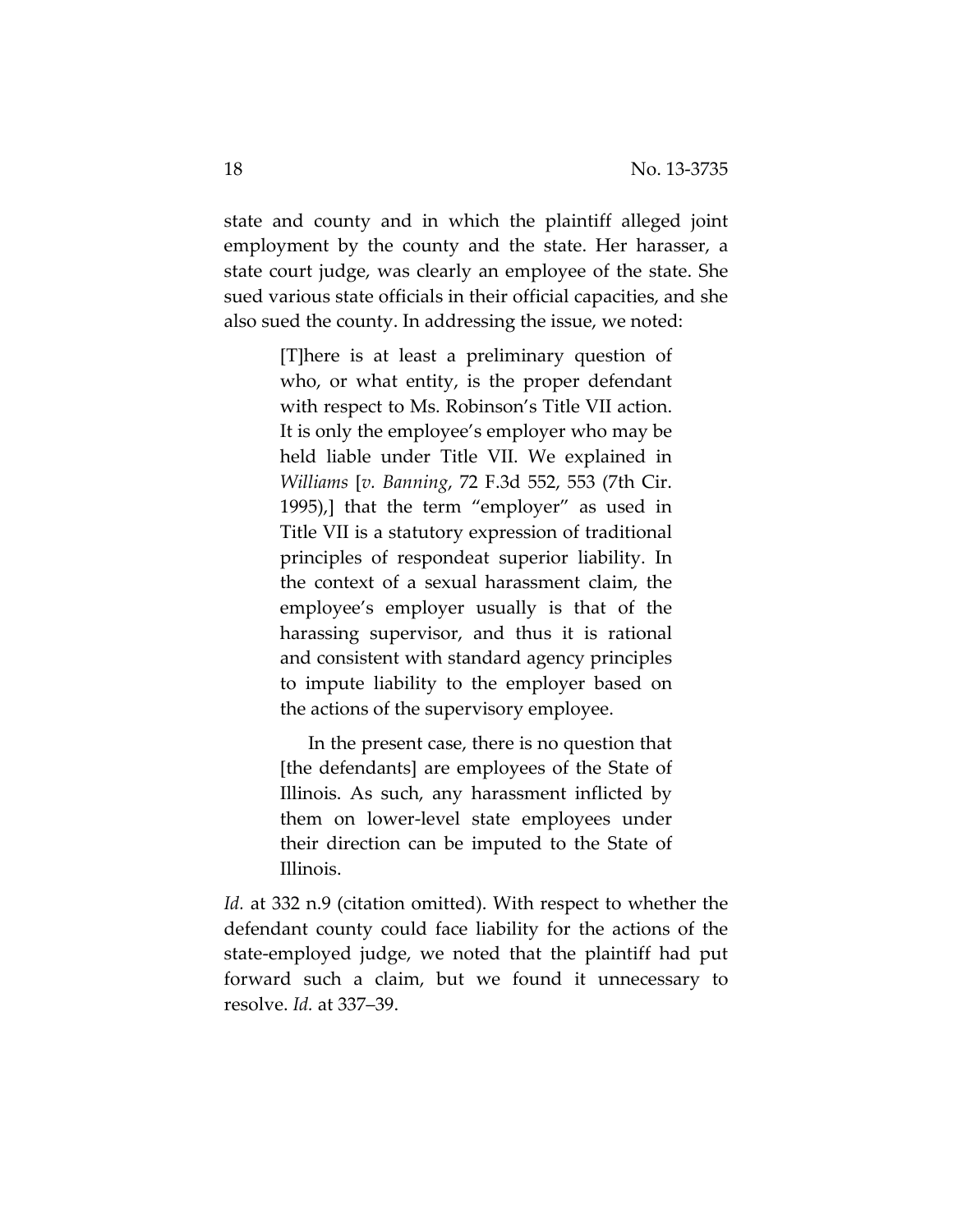state and county and in which the plaintiff alleged joint employment by the county and the state. Her harasser, a state court judge, was clearly an employee of the state. She sued various state officials in their official capacities, and she also sued the county. In addressing the issue, we noted:

> [T]here is at least a preliminary question of who, or what entity, is the proper defendant with respect to Ms. Robinson's Title VII action. It is only the employee's employer who may be held liable under Title VII. We explained in *Williams* [*v. Banning*, 72 F.3d 552, 553 (7th Cir. 1995),] that the term "employer" as used in Title VII is a statutory expression of traditional principles of respondeat superior liability. In the context of a sexual harassment claim, the employee's employer usually is that of the harassing supervisor, and thus it is rational and consistent with standard agency principles to impute liability to the employer based on the actions of the supervisory employee.
>
> In the present case, there is no question that [the defendants] are employees of the State of Illinois. As such, any harassment inflicted by them on lower-level state employees under their direction can be imputed to the State of Illinois.

*Id.* at 332 n.9 (citation omitted). With respect to whether the defendant county could face liability for the actions of the state-employed judge, we noted that the plaintiff had put forward such a claim, but we found it unnecessary to resolve. *Id.* at 337–39.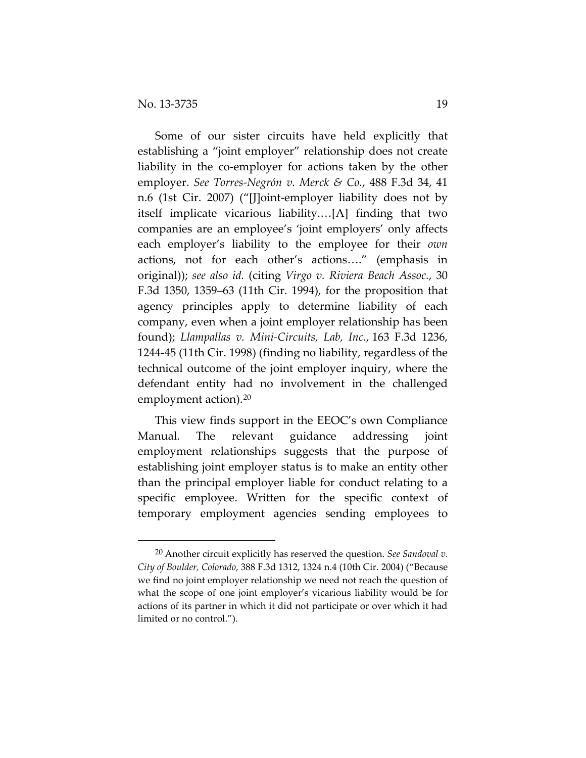Some of our sister circuits have held explicitly that establishing a "joint employer" relationship does not create liability in the co-employer for actions taken by the other employer. *See Torres-Negrón v. Merck & Co.*, 488 F.3d 34, 41 n.6 (1st Cir. 2007) ("[J]oint-employer liability does not by itself implicate vicarious liability.…[A] finding that two companies are an employee's 'joint employers' only affects each employer's liability to the employee for their *own* actions, not for each other's actions…." (emphasis in original)); *see also id.* (citing *Virgo v. Riviera Beach Assoc.*, 30 F.3d 1350, 1359–63 (11th Cir. 1994), for the proposition that agency principles apply to determine liability of each company, even when a joint employer relationship has been found); *Llampallas v. Mini-Circuits, Lab, Inc.*, 163 F.3d 1236, 1244-45 (11th Cir. 1998) (finding no liability, regardless of the technical outcome of the joint employer inquiry, where the defendant entity had no involvement in the challenged employment action).[20]

This view finds support in the EEOC's own Compliance Manual. The relevant guidance addressing joint employment relationships suggests that the purpose of establishing joint employer status is to make an entity other than the principal employer liable for conduct relating to a specific employee. Written for the specific context of temporary employment agencies sending employees to

---

[20] Another circuit explicitly has reserved the question. *See Sandoval v. City of Boulder, Colorado*, 388 F.3d 1312, 1324 n.4 (10th Cir. 2004) ("Because we find no joint employer relationship we need not reach the question of what the scope of one joint employer's vicarious liability would be for actions of its partner in which it did not participate or over which it had limited or no control.").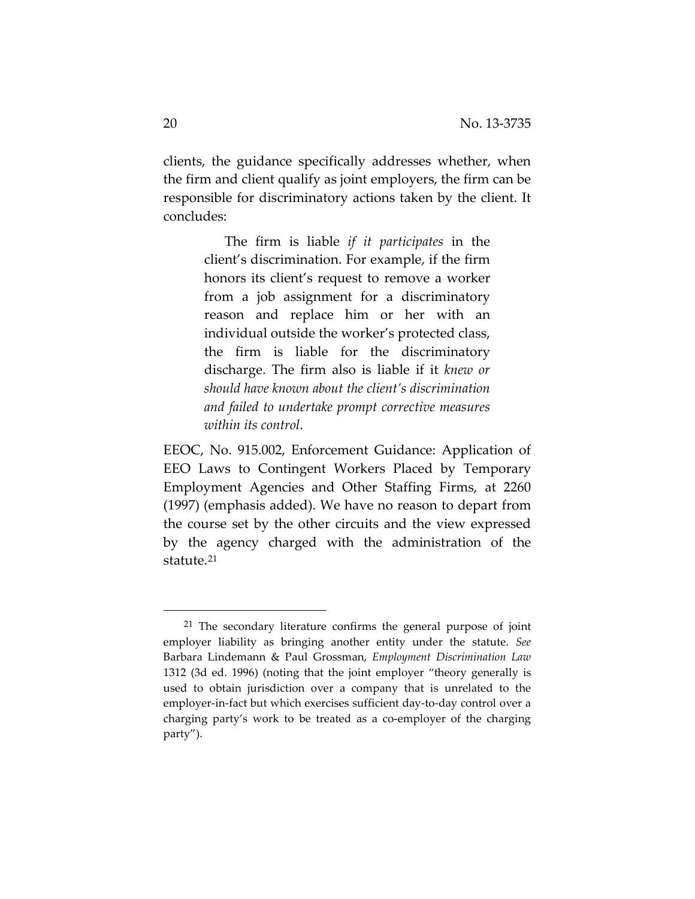clients, the guidance specifically addresses whether, when the firm and client qualify as joint employers, the firm can be responsible for discriminatory actions taken by the client. It concludes:

> The firm is liable *if it participates* in the client's discrimination. For example, if the firm honors its client's request to remove a worker from a job assignment for a discriminatory reason and replace him or her with an individual outside the worker's protected class, the firm is liable for the discriminatory discharge. The firm also is liable if it *knew or should have known about the client's discrimination and failed to undertake prompt corrective measures within its control*.

EEOC, No. 915.002, Enforcement Guidance: Application of EEO Laws to Contingent Workers Placed by Temporary Employment Agencies and Other Staffing Firms, at 2260 (1997) (emphasis added). We have no reason to depart from the course set by the other circuits and the view expressed by the agency charged with the administration of the statute.[21]

---

[21] The secondary literature confirms the general purpose of joint employer liability as bringing another entity under the statute. *See* Barbara Lindemann & Paul Grossman, *Employment Discrimination Law* 1312 (3d ed. 1996) (noting that the joint employer "theory generally is used to obtain jurisdiction over a company that is unrelated to the employer-in-fact but which exercises sufficient day-to-day control over a charging party's work to be treated as a co-employer of the charging party").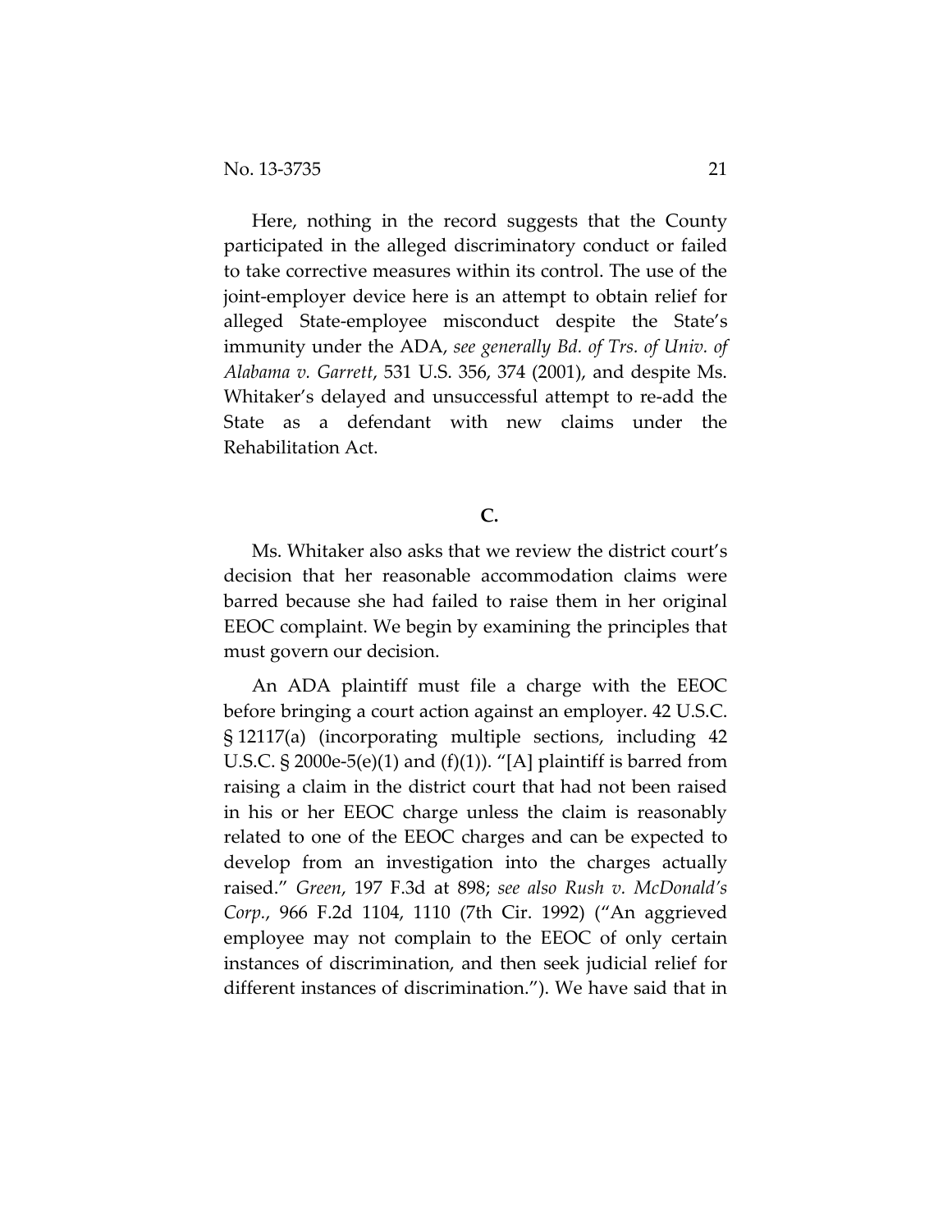Here, nothing in the record suggests that the County participated in the alleged discriminatory conduct or failed to take corrective measures within its control. The use of the joint-employer device here is an attempt to obtain relief for alleged State-employee misconduct despite the State's immunity under the ADA, *see generally Bd. of Trs. of Univ. of Alabama v. Garrett*, 531 U.S. 356, 374 (2001), and despite Ms. Whitaker's delayed and unsuccessful attempt to re-add the State as a defendant with new claims under the Rehabilitation Act.

### C.

Ms. Whitaker also asks that we review the district court's decision that her reasonable accommodation claims were barred because she had failed to raise them in her original EEOC complaint. We begin by examining the principles that must govern our decision.

An ADA plaintiff must file a charge with the EEOC before bringing a court action against an employer. 42 U.S.C. § 12117(a) (incorporating multiple sections, including 42 U.S.C. § 2000e-5(e)(1) and (f)(1)). "[A] plaintiff is barred from raising a claim in the district court that had not been raised in his or her EEOC charge unless the claim is reasonably related to one of the EEOC charges and can be expected to develop from an investigation into the charges actually raised." *Green*, 197 F.3d at 898; *see also Rush v. McDonald's Corp.*, 966 F.2d 1104, 1110 (7th Cir. 1992) ("An aggrieved employee may not complain to the EEOC of only certain instances of discrimination, and then seek judicial relief for different instances of discrimination."). We have said that in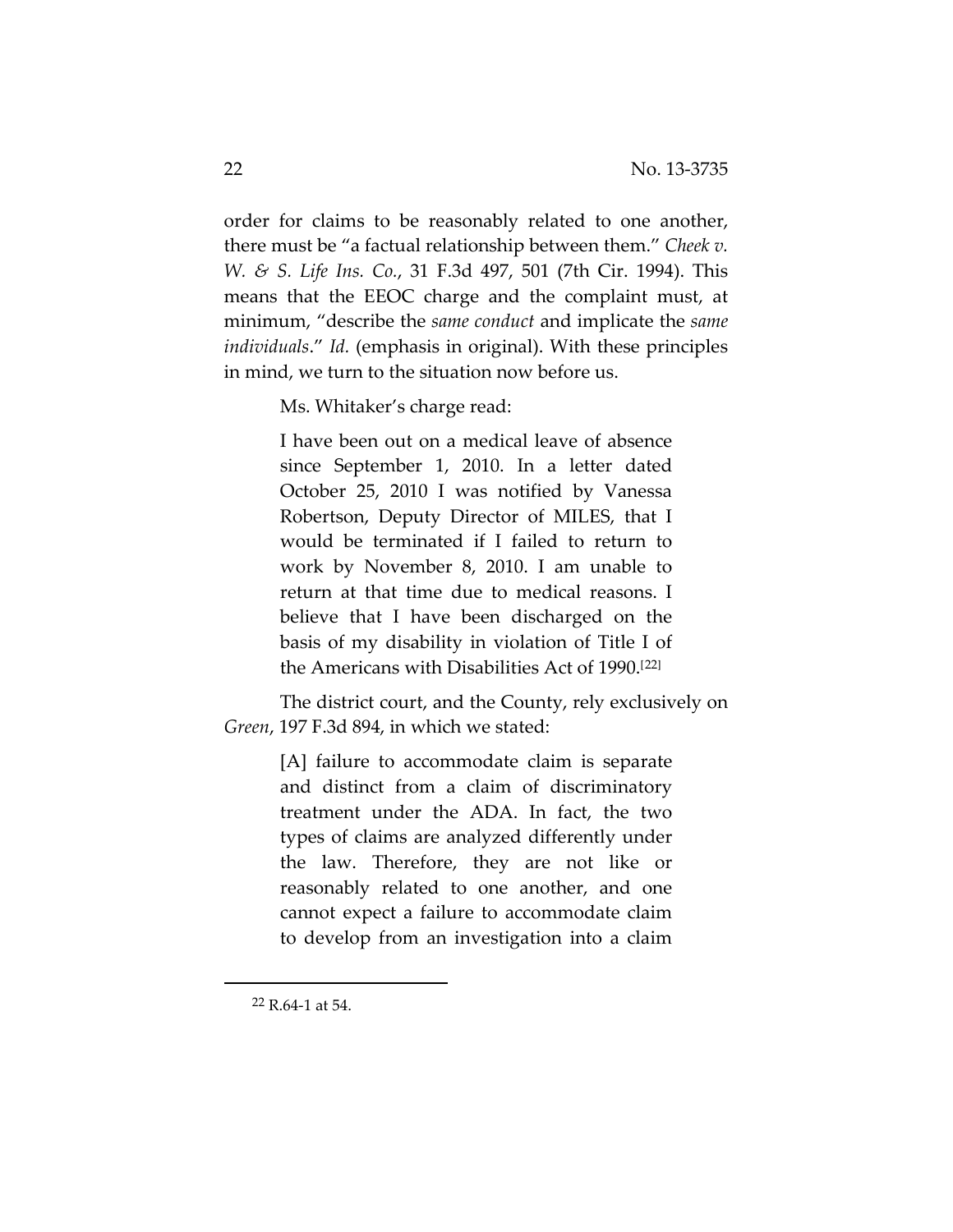order for claims to be reasonably related to one another, there must be "a factual relationship between them." *Cheek v. W. & S. Life Ins. Co.*, 31 F.3d 497, 501 (7th Cir. 1994). This means that the EEOC charge and the complaint must, at minimum, "describe the *same conduct* and implicate the *same individuals*." *Id.* (emphasis in original). With these principles in mind, we turn to the situation now before us.

Ms. Whitaker's charge read:

> I have been out on a medical leave of absence since September 1, 2010. In a letter dated October 25, 2010 I was notified by Vanessa Robertson, Deputy Director of MILES, that I would be terminated if I failed to return to work by November 8, 2010. I am unable to return at that time due to medical reasons. I believe that I have been discharged on the basis of my disability in violation of Title I of the Americans with Disabilities Act of 1990.[22]

The district court, and the County, rely exclusively on *Green*, 197 F.3d 894, in which we stated:

> [A] failure to accommodate claim is separate and distinct from a claim of discriminatory treatment under the ADA. In fact, the two types of claims are analyzed differently under the law. Therefore, they are not like or reasonably related to one another, and one cannot expect a failure to accommodate claim to develop from an investigation into a claim

[22] R.64-1 at 54.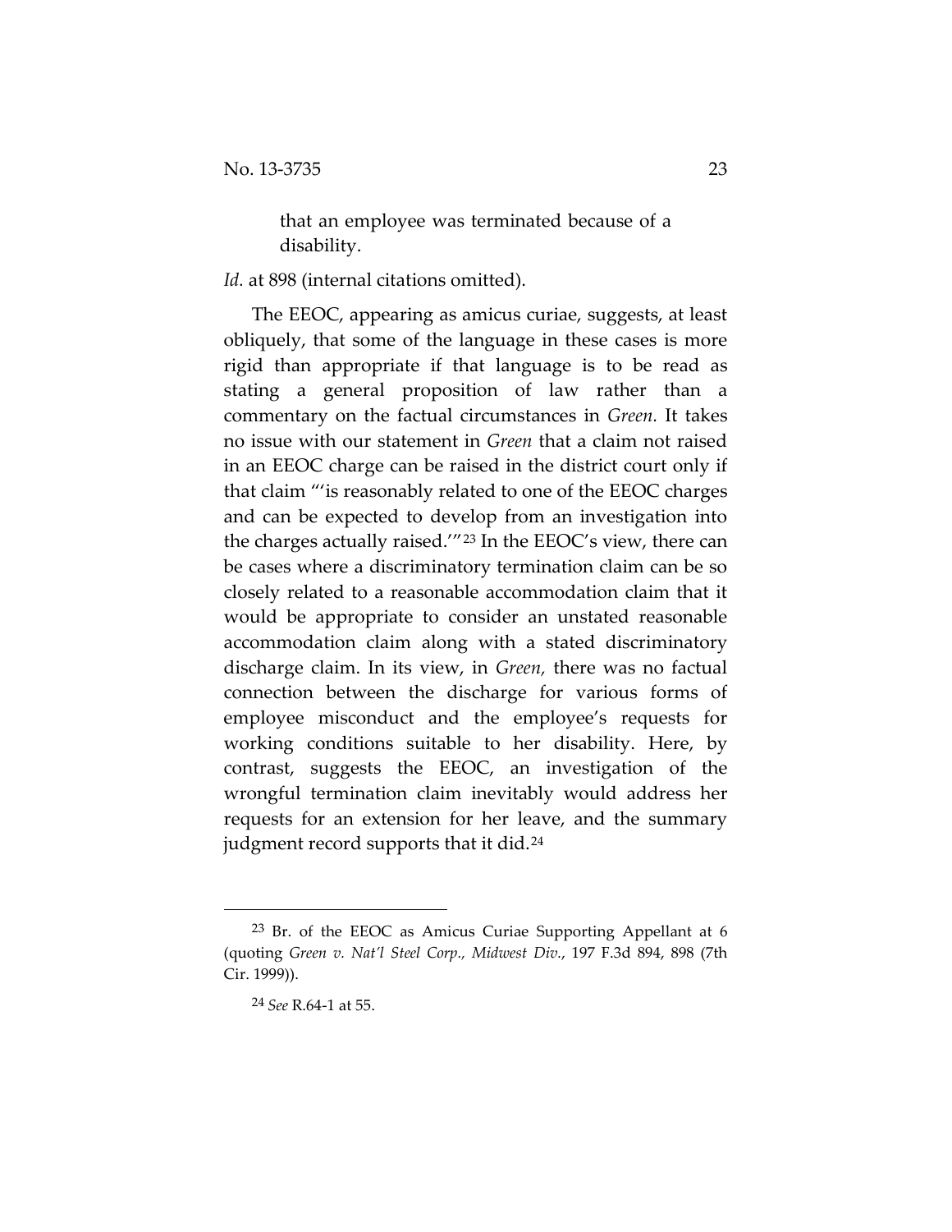> that an employee was terminated because of a disability.

*Id.* at 898 (internal citations omitted).

The EEOC, appearing as amicus curiae, suggests, at least obliquely, that some of the language in these cases is more rigid than appropriate if that language is to be read as stating a general proposition of law rather than a commentary on the factual circumstances in *Green.* It takes no issue with our statement in *Green* that a claim not raised in an EEOC charge can be raised in the district court only if that claim "'is reasonably related to one of the EEOC charges and can be expected to develop from an investigation into the charges actually raised.'"[23] In the EEOC's view, there can be cases where a discriminatory termination claim can be so closely related to a reasonable accommodation claim that it would be appropriate to consider an unstated reasonable accommodation claim along with a stated discriminatory discharge claim. In its view, in *Green,* there was no factual connection between the discharge for various forms of employee misconduct and the employee's requests for working conditions suitable to her disability. Here, by contrast, suggests the EEOC, an investigation of the wrongful termination claim inevitably would address her requests for an extension for her leave, and the summary judgment record supports that it did.[24]

---

[23] Br. of the EEOC as Amicus Curiae Supporting Appellant at 6 (quoting *Green v. Nat'l Steel Corp., Midwest Div.*, 197 F.3d 894, 898 (7th Cir. 1999)).

[24] *See* R.64-1 at 55.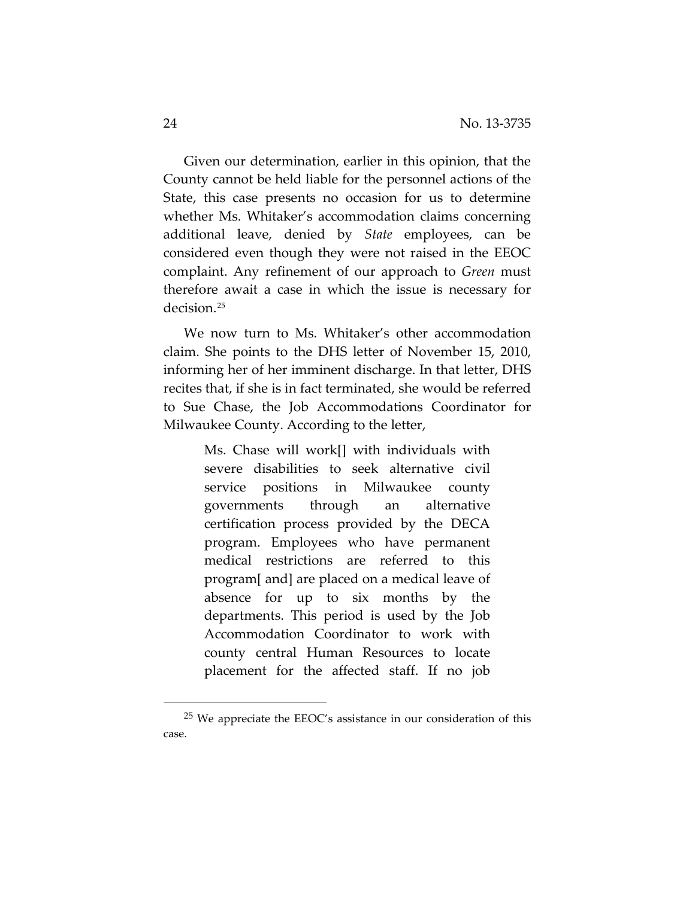Given our determination, earlier in this opinion, that the County cannot be held liable for the personnel actions of the State, this case presents no occasion for us to determine whether Ms. Whitaker's accommodation claims concerning additional leave, denied by *State* employees, can be considered even though they were not raised in the EEOC complaint. Any refinement of our approach to *Green* must therefore await a case in which the issue is necessary for decision.[25]

We now turn to Ms. Whitaker's other accommodation claim. She points to the DHS letter of November 15, 2010, informing her of her imminent discharge. In that letter, DHS recites that, if she is in fact terminated, she would be referred to Sue Chase, the Job Accommodations Coordinator for Milwaukee County. According to the letter,

> Ms. Chase will work[] with individuals with severe disabilities to seek alternative civil service positions in Milwaukee county governments through an alternative certification process provided by the DECA program. Employees who have permanent medical restrictions are referred to this program[ and] are placed on a medical leave of absence for up to six months by the departments. This period is used by the Job Accommodation Coordinator to work with county central Human Resources to locate placement for the affected staff. If no job

[25] We appreciate the EEOC's assistance in our consideration of this case.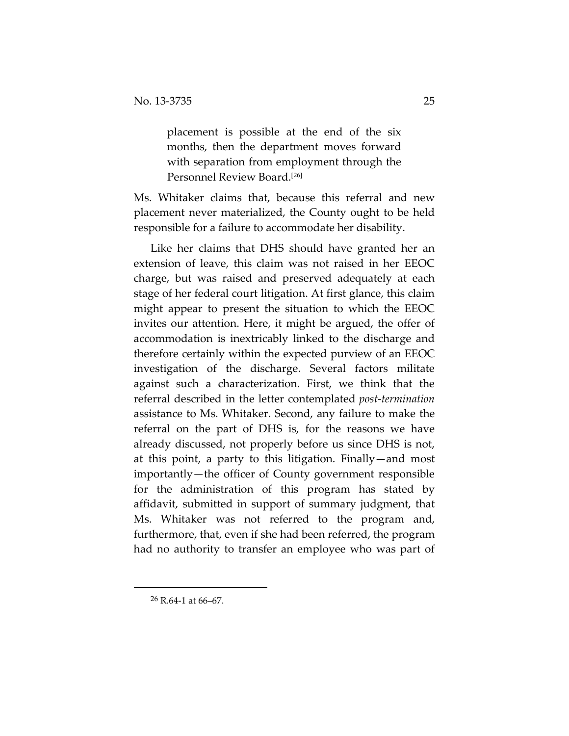> placement is possible at the end of the six months, then the department moves forward with separation from employment through the Personnel Review Board.[26]

Ms. Whitaker claims that, because this referral and new placement never materialized, the County ought to be held responsible for a failure to accommodate her disability.

Like her claims that DHS should have granted her an extension of leave, this claim was not raised in her EEOC charge, but was raised and preserved adequately at each stage of her federal court litigation. At first glance, this claim might appear to present the situation to which the EEOC invites our attention. Here, it might be argued, the offer of accommodation is inextricably linked to the discharge and therefore certainly within the expected purview of an EEOC investigation of the discharge. Several factors militate against such a characterization. First, we think that the referral described in the letter contemplated *post-termination* assistance to Ms. Whitaker. Second, any failure to make the referral on the part of DHS is, for the reasons we have already discussed, not properly before us since DHS is not, at this point, a party to this litigation. Finally—and most importantly—the officer of County government responsible for the administration of this program has stated by affidavit, submitted in support of summary judgment, that Ms. Whitaker was not referred to the program and, furthermore, that, even if she had been referred, the program had no authority to transfer an employee who was part of

---

[26] R.64-1 at 66–67.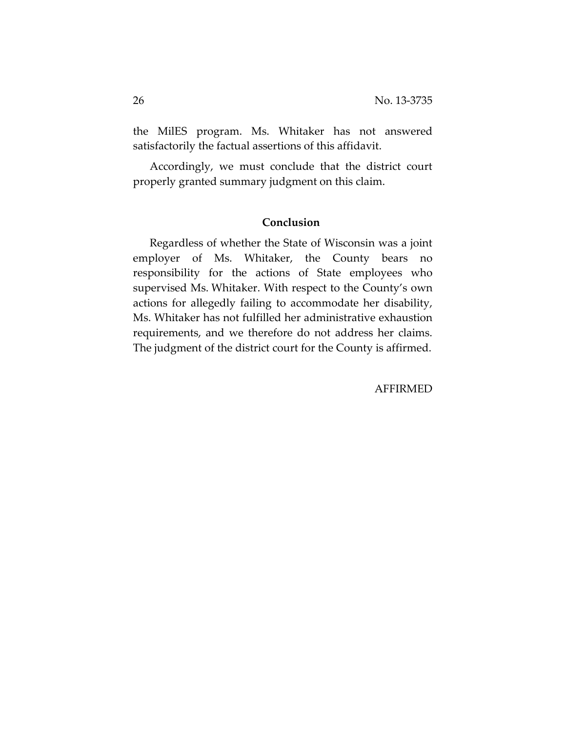the MilES program. Ms. Whitaker has not answered satisfactorily the factual assertions of this affidavit.

Accordingly, we must conclude that the district court properly granted summary judgment on this claim.

## Conclusion

Regardless of whether the State of Wisconsin was a joint employer of Ms. Whitaker, the County bears no responsibility for the actions of State employees who supervised Ms. Whitaker. With respect to the County's own actions for allegedly failing to accommodate her disability, Ms. Whitaker has not fulfilled her administrative exhaustion requirements, and we therefore do not address her claims. The judgment of the district court for the County is affirmed.

AFFIRMED